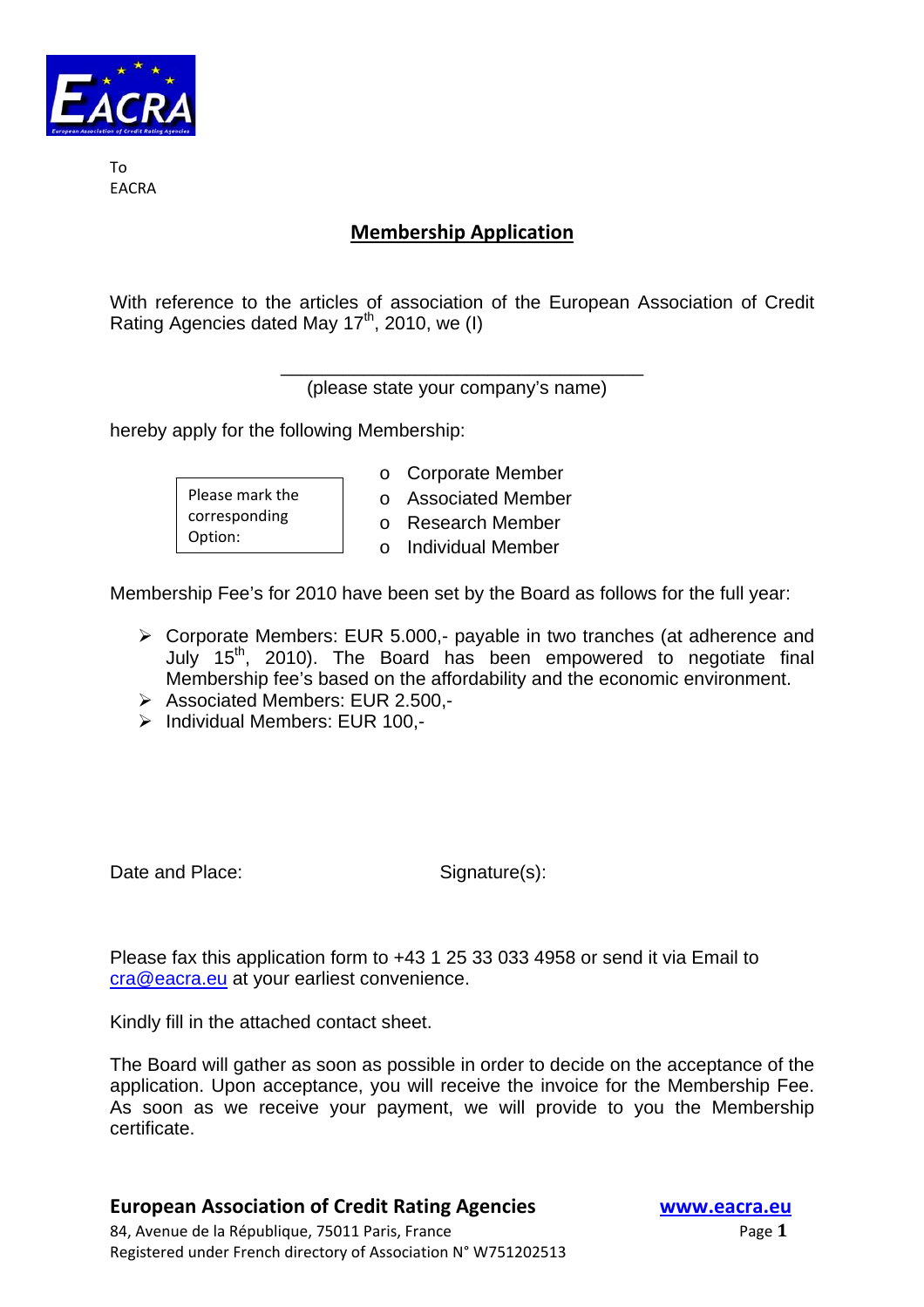To
EACRA

# Membership Application

With reference to the articles of association of the European Association of Credit Rating Agencies dated May 17th, 2010, we (I)

\_\_\_\_\_\_\_\_\_\_\_\_\_\_\_\_\_\_\_\_\_\_\_\_\_\_\_\_\_\_\_\_\_\_\_\_
(please state your company's name)

hereby apply for the following Membership:

Please mark the corresponding Option:

- Corporate Member
- Associated Member
- Research Member
- Individual Member

Membership Fee's for 2010 have been set by the Board as follows for the full year:

- Corporate Members: EUR 5.000,- payable in two tranches (at adherence and July 15th, 2010). The Board has been empowered to negotiate final Membership fee's based on the affordability and the economic environment.
- Associated Members: EUR 2.500,-
- Individual Members: EUR 100,-

Date and Place: Signature(s):

Please fax this application form to +43 1 25 33 033 4958 or send it via Email to cra@eacra.eu at your earliest convenience.

Kindly fill in the attached contact sheet.

The Board will gather as soon as possible in order to decide on the acceptance of the application. Upon acceptance, you will receive the invoice for the Membership Fee. As soon as we receive your payment, we will provide to you the Membership certificate.

**European Association of Credit Rating Agencies** www.eacra.eu
84, Avenue de la République, 75011 Paris, France
Registered under French directory of Association N° W751202513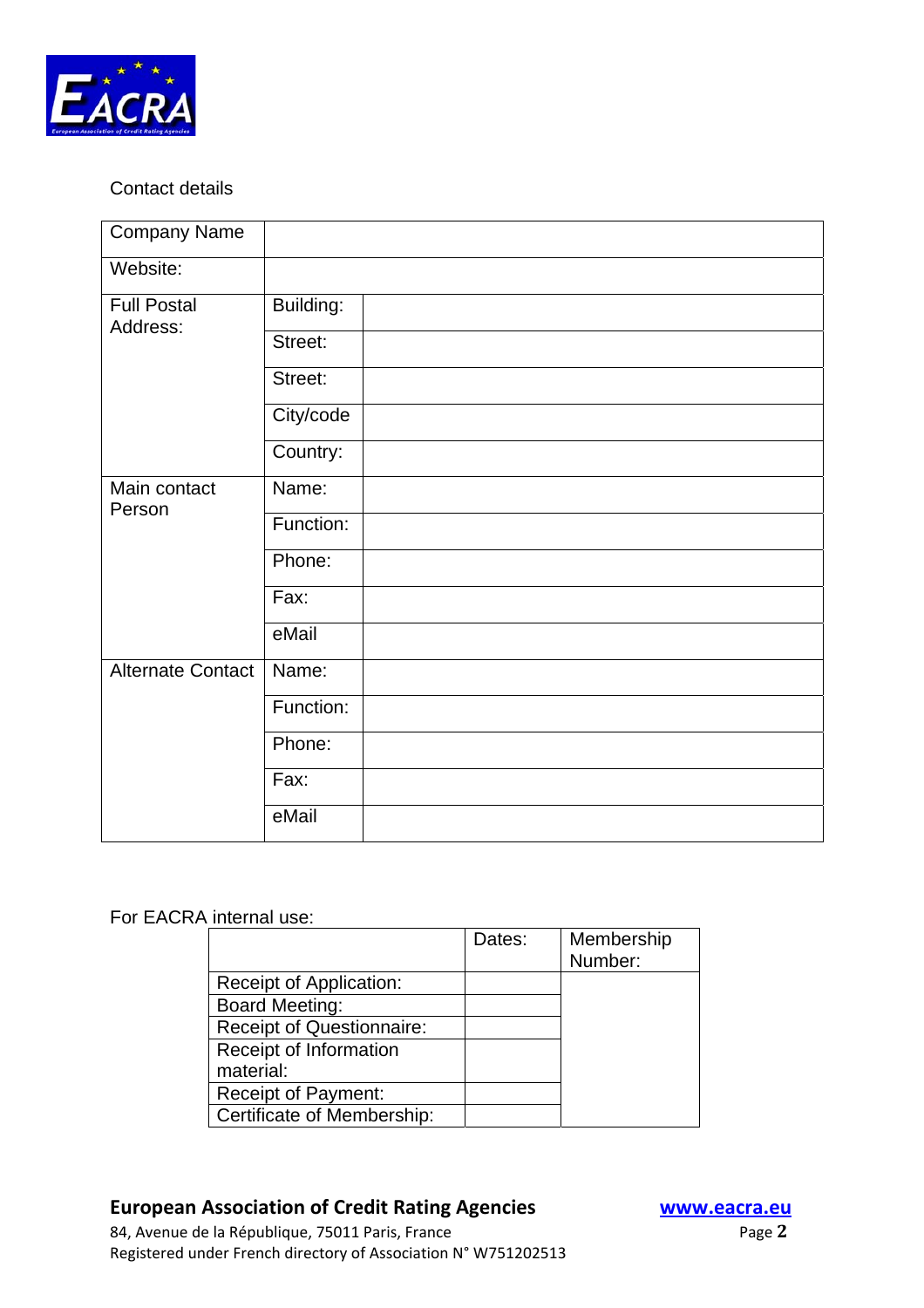Contact details

| | | |
|---|---|---|
| Company Name | | |
| Website: | | |
| Full Postal Address: | Building: | |
| | Street: | |
| | Street: | |
| | City/code | |
| | Country: | |
| Main contact Person | Name: | |
| | Function: | |
| | Phone: | |
| | Fax: | |
| | eMail | |
| Alternate Contact | Name: | |
| | Function: | |
| | Phone: | |
| | Fax: | |
| | eMail | |

For EACRA internal use:

| | Dates: | Membership Number: |
|---|---|---|
| Receipt of Application: | | |
| Board Meeting: | | |
| Receipt of Questionnaire: | | |
| Receipt of Information material: | | |
| Receipt of Payment: | | |
| Certificate of Membership: | | |

**European Association of Credit Rating Agencies**
84, Avenue de la République, 75011 Paris, France
Registered under French directory of Association N° W751202513

www.eacra.eu